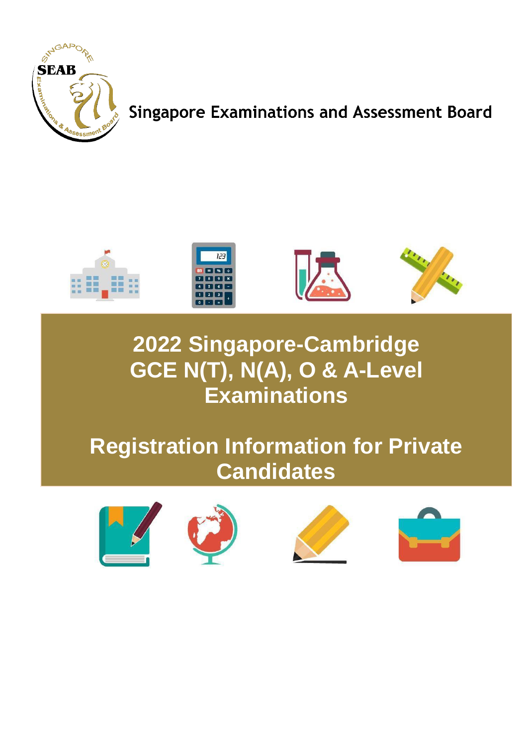Singapore Examinations and Assessment Board

# 2022 Singapore-Cambridge GCE N(T), N(A), O & A-Level Examinations

# Registration Information for Private Candidates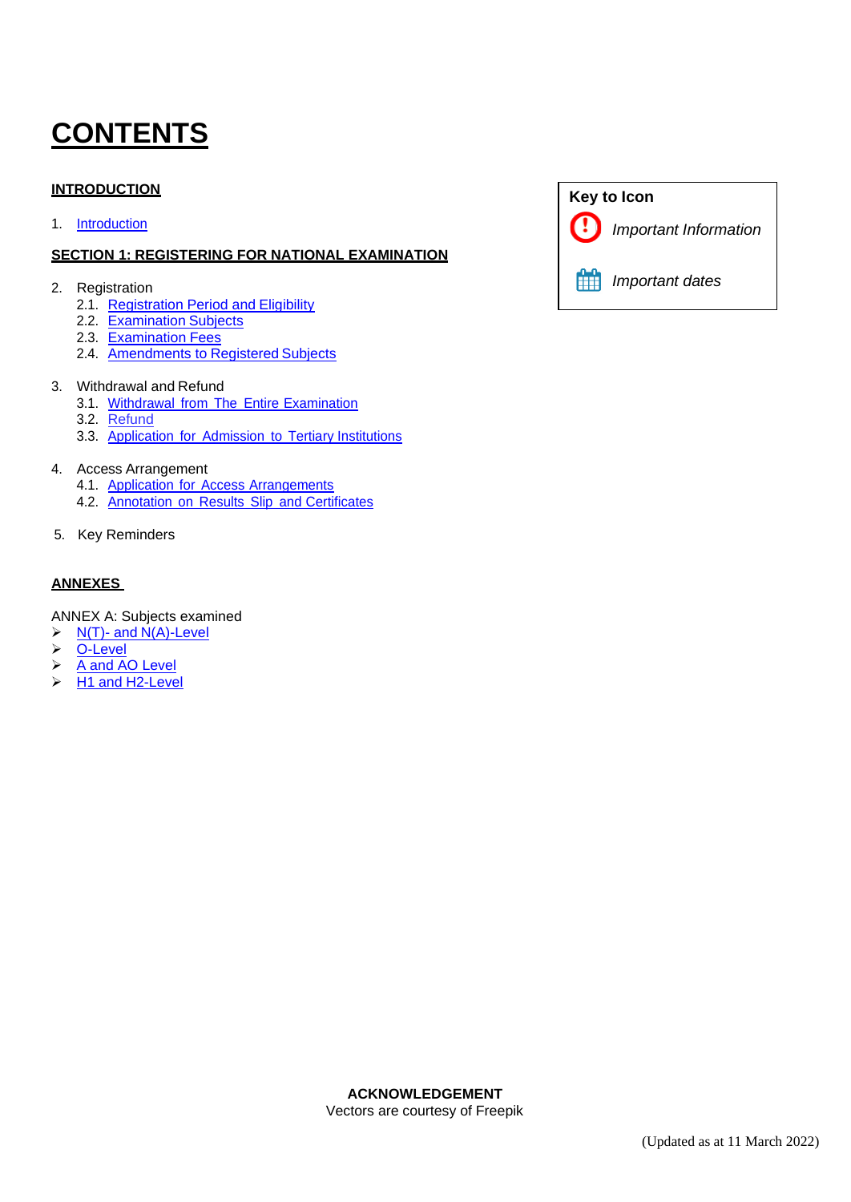# CONTENTS

**INTRODUCTION**

1. Introduction

**SECTION 1: REGISTERING FOR NATIONAL EXAMINATION**

2. Registration
   - 2.1. Registration Period and Eligibility
   - 2.2. Examination Subjects
   - 2.3. Examination Fees
   - 2.4. Amendments to Registered Subjects

3. Withdrawal and Refund
   - 3.1. Withdrawal from The Entire Examination
   - 3.2. Refund
   - 3.3. Application for Admission to Tertiary Institutions

4. Access Arrangement
   - 4.1. Application for Access Arrangements
   - 4.2. Annotation on Results Slip and Certificates

5. Key Reminders

**Key to Icon**

*Important Information*

*Important dates*

**ANNEXES**

ANNEX A: Subjects examined

- N(T)- and N(A)-Level
- O-Level
- A and AO Level
- H1 and H2-Level

**ACKNOWLEDGEMENT**

Vectors are courtesy of Freepik

(Updated as at 11 March 2022)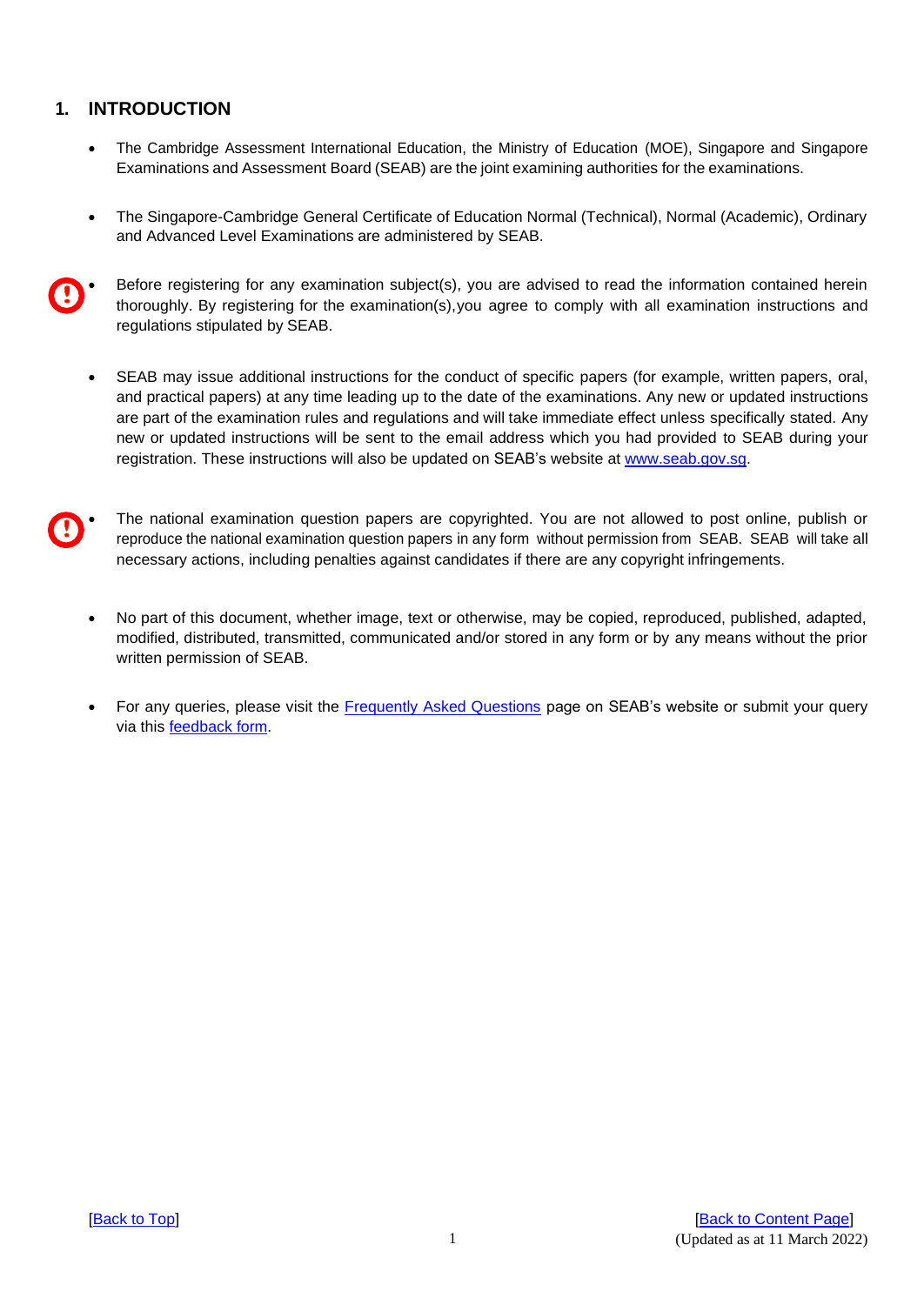## 1. INTRODUCTION

- The Cambridge Assessment International Education, the Ministry of Education (MOE), Singapore and Singapore Examinations and Assessment Board (SEAB) are the joint examining authorities for the examinations.

- The Singapore-Cambridge General Certificate of Education Normal (Technical), Normal (Academic), Ordinary and Advanced Level Examinations are administered by SEAB.

- Before registering for any examination subject(s), you are advised to read the information contained herein thoroughly. By registering for the examination(s),you agree to comply with all examination instructions and regulations stipulated by SEAB.

- SEAB may issue additional instructions for the conduct of specific papers (for example, written papers, oral, and practical papers) at any time leading up to the date of the examinations. Any new or updated instructions are part of the examination rules and regulations and will take immediate effect unless specifically stated. Any new or updated instructions will be sent to the email address which you had provided to SEAB during your registration. These instructions will also be updated on SEAB's website at [www.seab.gov.sg](http://www.seab.gov.sg).

- The national examination question papers are copyrighted. You are not allowed to post online, publish or reproduce the national examination question papers in any form without permission from SEAB. SEAB will take all necessary actions, including penalties against candidates if there are any copyright infringements.

- No part of this document, whether image, text or otherwise, may be copied, reproduced, published, adapted, modified, distributed, transmitted, communicated and/or stored in any form or by any means without the prior written permission of SEAB.

- For any queries, please visit the Frequently Asked Questions page on SEAB's website or submit your query via this feedback form.

[Back to Top] [Back to Content Page]

(Updated as at 11 March 2022)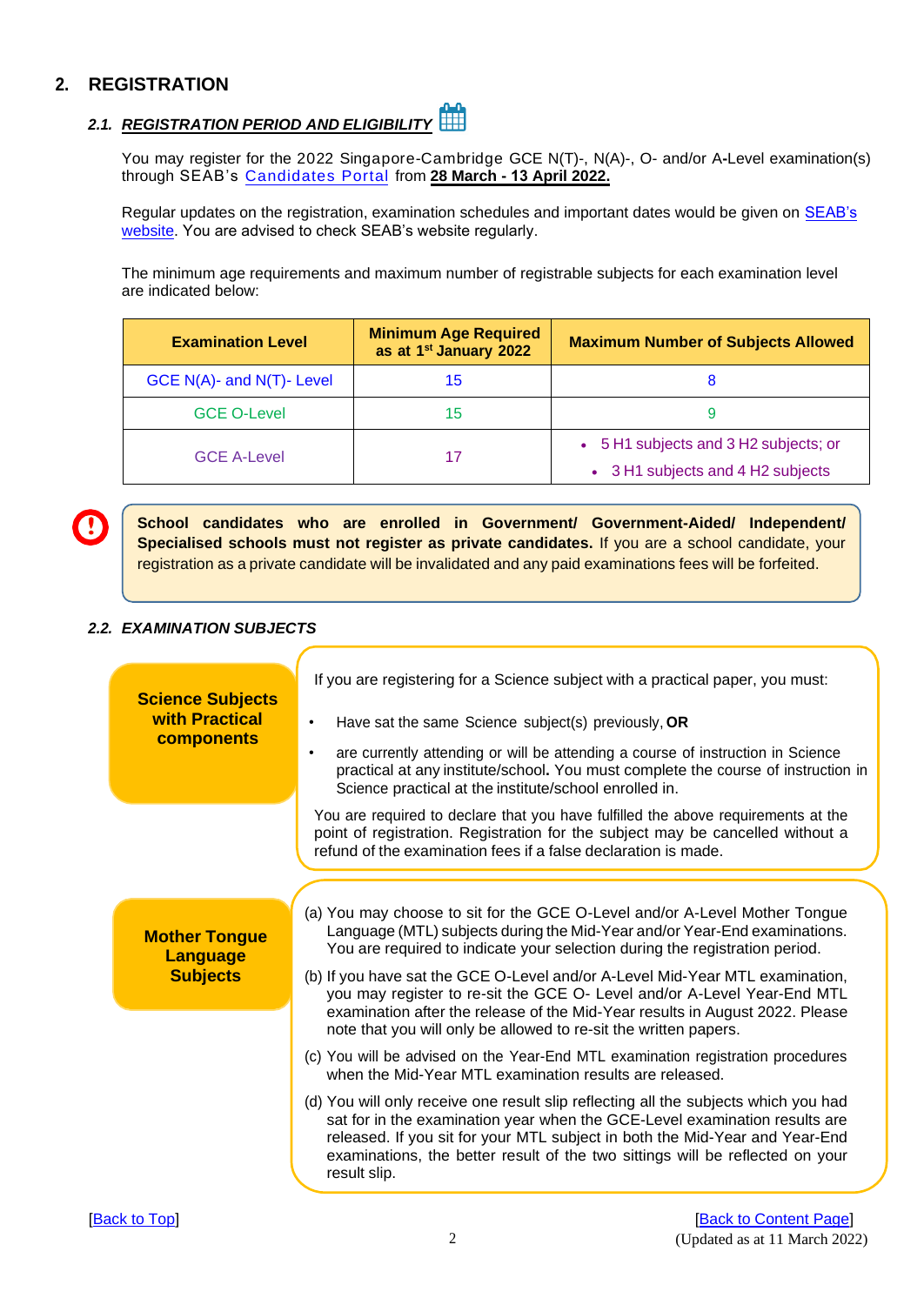## 2. REGISTRATION

### 2.1. *REGISTRATION PERIOD AND ELIGIBILITY*

You may register for the 2022 Singapore-Cambridge GCE N(T)-, N(A)-, O- and/or A-Level examination(s) through SEAB's Candidates Portal from **28 March - 13 April 2022.**

Regular updates on the registration, examination schedules and important dates would be given on SEAB's website. You are advised to check SEAB's website regularly.

The minimum age requirements and maximum number of registrable subjects for each examination level are indicated below:

| Examination Level | Minimum Age Required as at 1st January 2022 | Maximum Number of Subjects Allowed |
|---|---|---|
| GCE N(A)- and N(T)- Level | 15 | 8 |
| GCE O-Level | 15 | 9 |
| GCE A-Level | 17 | • 5 H1 subjects and 3 H2 subjects; or<br>• 3 H1 subjects and 4 H2 subjects |

**School candidates who are enrolled in Government/ Government-Aided/ Independent/ Specialised schools must not register as private candidates.** If you are a school candidate, your registration as a private candidate will be invalidated and any paid examinations fees will be forfeited.

### 2.2. *EXAMINATION SUBJECTS*

**Science Subjects with Practical components**

If you are registering for a Science subject with a practical paper, you must:

- Have sat the same Science subject(s) previously, **OR**
- are currently attending or will be attending a course of instruction in Science practical at any institute/school**.** You must complete the course of instruction in Science practical at the institute/school enrolled in.

You are required to declare that you have fulfilled the above requirements at the point of registration. Registration for the subject may be cancelled without a refund of the examination fees if a false declaration is made.

**Mother Tongue Language Subjects**

(a) You may choose to sit for the GCE O-Level and/or A-Level Mother Tongue Language (MTL) subjects during the Mid-Year and/or Year-End examinations. You are required to indicate your selection during the registration period.

(b) If you have sat the GCE O-Level and/or A-Level Mid-Year MTL examination, you may register to re-sit the GCE O- Level and/or A-Level Year-End MTL examination after the release of the Mid-Year results in August 2022. Please note that you will only be allowed to re-sit the written papers.

(c) You will be advised on the Year-End MTL examination registration procedures when the Mid-Year MTL examination results are released.

(d) You will only receive one result slip reflecting all the subjects which you had sat for in the examination year when the GCE-Level examination results are released. If you sit for your MTL subject in both the Mid-Year and Year-End examinations, the better result of the two sittings will be reflected on your result slip.

[Back to Top] [Back to Content Page]

(Updated as at 11 March 2022)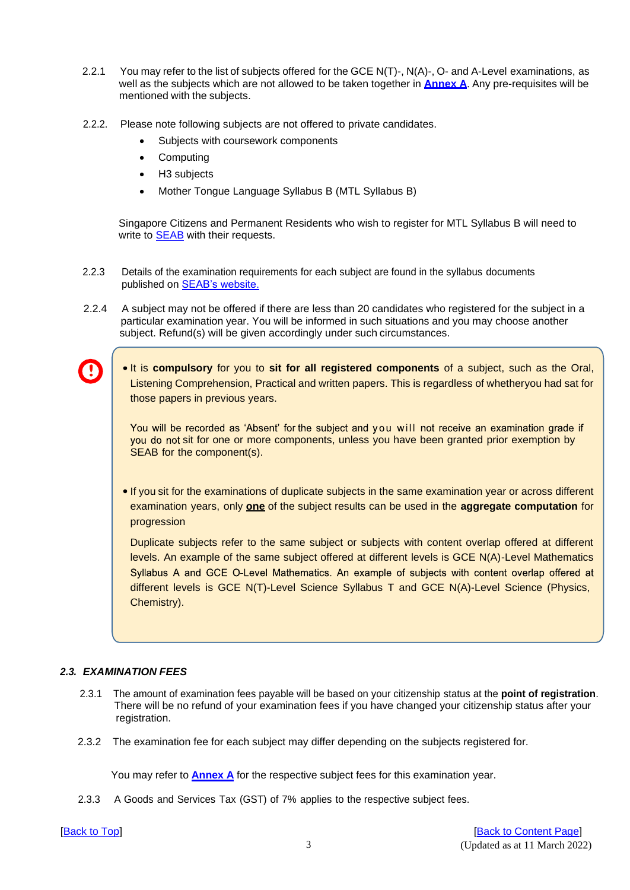2.2.1 You may refer to the list of subjects offered for the GCE N(T)-, N(A)-, O- and A-Level examinations, as well as the subjects which are not allowed to be taken together in **Annex A**. Any pre-requisites will be mentioned with the subjects.

2.2.2. Please note following subjects are not offered to private candidates.

- Subjects with coursework components
- Computing
- H3 subjects
- Mother Tongue Language Syllabus B (MTL Syllabus B)

Singapore Citizens and Permanent Residents who wish to register for MTL Syllabus B will need to write to SEAB with their requests.

2.2.3 Details of the examination requirements for each subject are found in the syllabus documents published on SEAB's website.

2.2.4 A subject may not be offered if there are less than 20 candidates who registered for the subject in a particular examination year. You will be informed in such situations and you may choose another subject. Refund(s) will be given accordingly under such circumstances.

- It is **compulsory** for you to **sit for all registered components** of a subject, such as the Oral, Listening Comprehension, Practical and written papers. This is regardless of whetheryou had sat for those papers in previous years.

  You will be recorded as 'Absent' for the subject and you will not receive an examination grade if you do not sit for one or more components, unless you have been granted prior exemption by SEAB for the component(s).

- If you sit for the examinations of duplicate subjects in the same examination year or across different examination years, only **one** of the subject results can be used in the **aggregate computation** for progression

  Duplicate subjects refer to the same subject or subjects with content overlap offered at different levels. An example of the same subject offered at different levels is GCE N(A)-Level Mathematics Syllabus A and GCE O-Level Mathematics. An example of subjects with content overlap offered at different levels is GCE N(T)-Level Science Syllabus T and GCE N(A)-Level Science (Physics, Chemistry).

### *2.3. EXAMINATION FEES*

2.3.1 The amount of examination fees payable will be based on your citizenship status at the **point of registration**. There will be no refund of your examination fees if you have changed your citizenship status after your registration.

2.3.2 The examination fee for each subject may differ depending on the subjects registered for.

You may refer to **Annex A** for the respective subject fees for this examination year.

2.3.3 A Goods and Services Tax (GST) of 7% applies to the respective subject fees.

[Back to Top] [Back to Content Page]

(Updated as at 11 March 2022)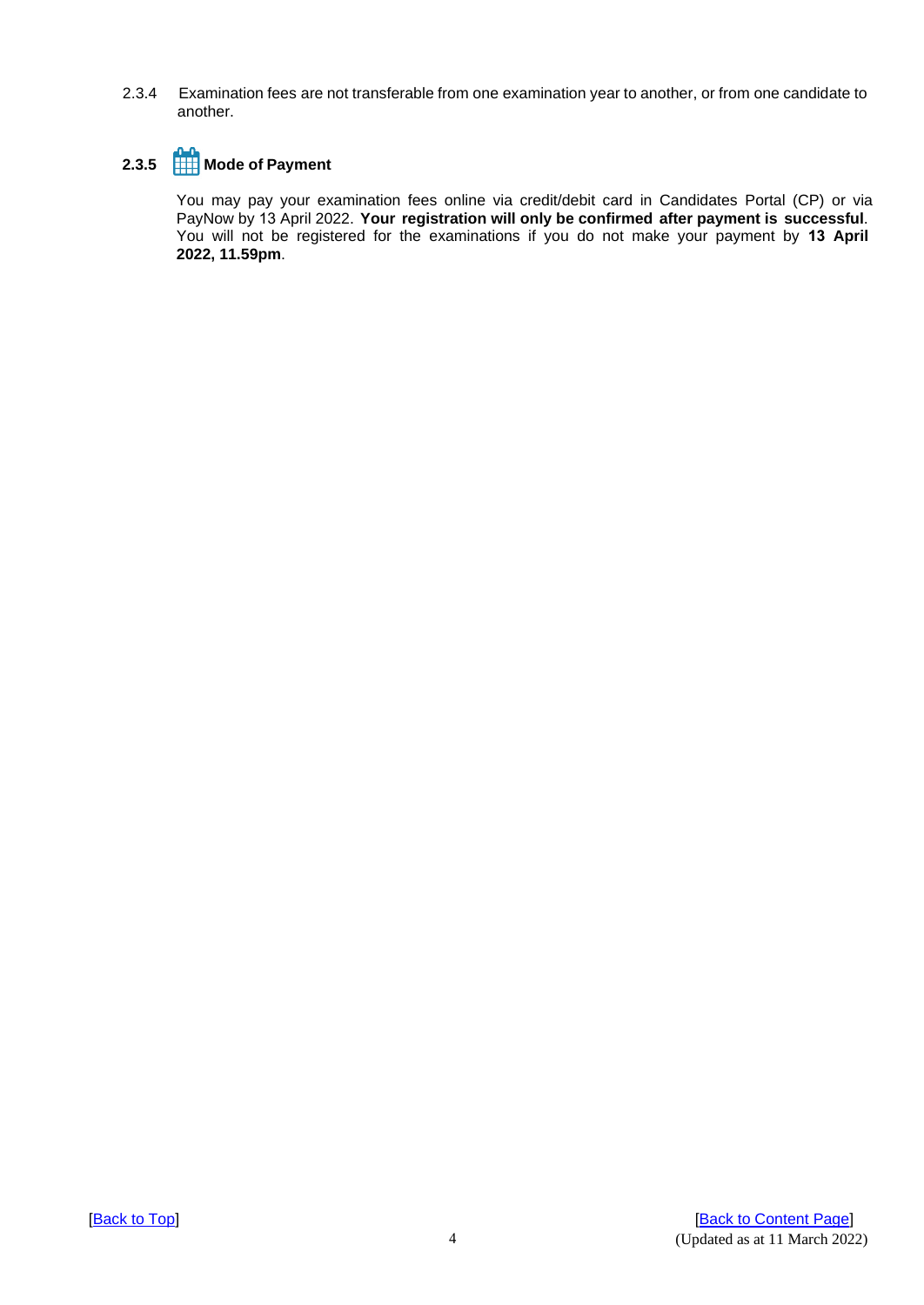2.3.4 Examination fees are not transferable from one examination year to another, or from one candidate to another.

### 2.3.5 Mode of Payment

You may pay your examination fees online via credit/debit card in Candidates Portal (CP) or via PayNow by 13 April 2022. **Your registration will only be confirmed after payment is successful**. You will not be registered for the examinations if you do not make your payment by **13 April 2022, 11.59pm**.

[Back to Top] [Back to Content Page]

(Updated as at 11 March 2022)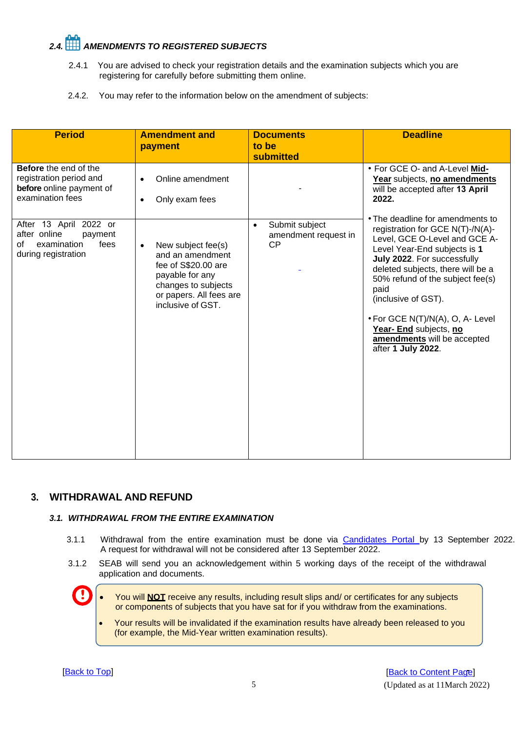### 2.4. *AMENDMENTS TO REGISTERED SUBJECTS*

2.4.1 You are advised to check your registration details and the examination subjects which you are registering for carefully before submitting them online.

2.4.2. You may refer to the information below on the amendment of subjects:

| Period | Amendment and payment | Documents to be submitted | Deadline |
|---|---|---|---|
| **Before** the end of the registration period and **before** online payment of examination fees | • Online amendment<br>• Only exam fees | - | • For GCE O- and A-Level **Mid-Year** subjects, **no amendments** will be accepted after **13 April 2022.**<br>• The deadline for amendments to registration for GCE N(T)-/N(A)-Level, GCE O-Level and GCE A-Level Year-End subjects is **1 July 2022**. For successfully deleted subjects, there will be a 50% refund of the subject fee(s) paid (inclusive of GST).<br>• For GCE N(T)/N(A), O, A- Level **Year- End** subjects, **no amendments** will be accepted after **1 July 2022**. |
| After 13 April 2022 or after online payment of examination fees during registration | • New subject fee(s) and an amendment fee of S$20.00 are payable for any changes to subjects or papers. All fees are inclusive of GST. | • Submit subject amendment request in CP | |

## 3. WITHDRAWAL AND REFUND

### *3.1. WITHDRAWAL FROM THE ENTIRE EXAMINATION*

3.1.1 Withdrawal from the entire examination must be done via [Candidates Portal](#) by 13 September 2022. A request for withdrawal will not be considered after 13 September 2022.

3.1.2 SEAB will send you an acknowledgement within 5 working days of the receipt of the withdrawal application and documents.

> - You will **NOT** receive any results, including result slips and/ or certificates for any subjects or components of subjects that you have sat for if you withdraw from the examinations.
> - Your results will be invalidated if the examination results have already been released to you (for example, the Mid-Year written examination results).

[Back to Top] [Back to Content Page]

(Updated as at 11March 2022)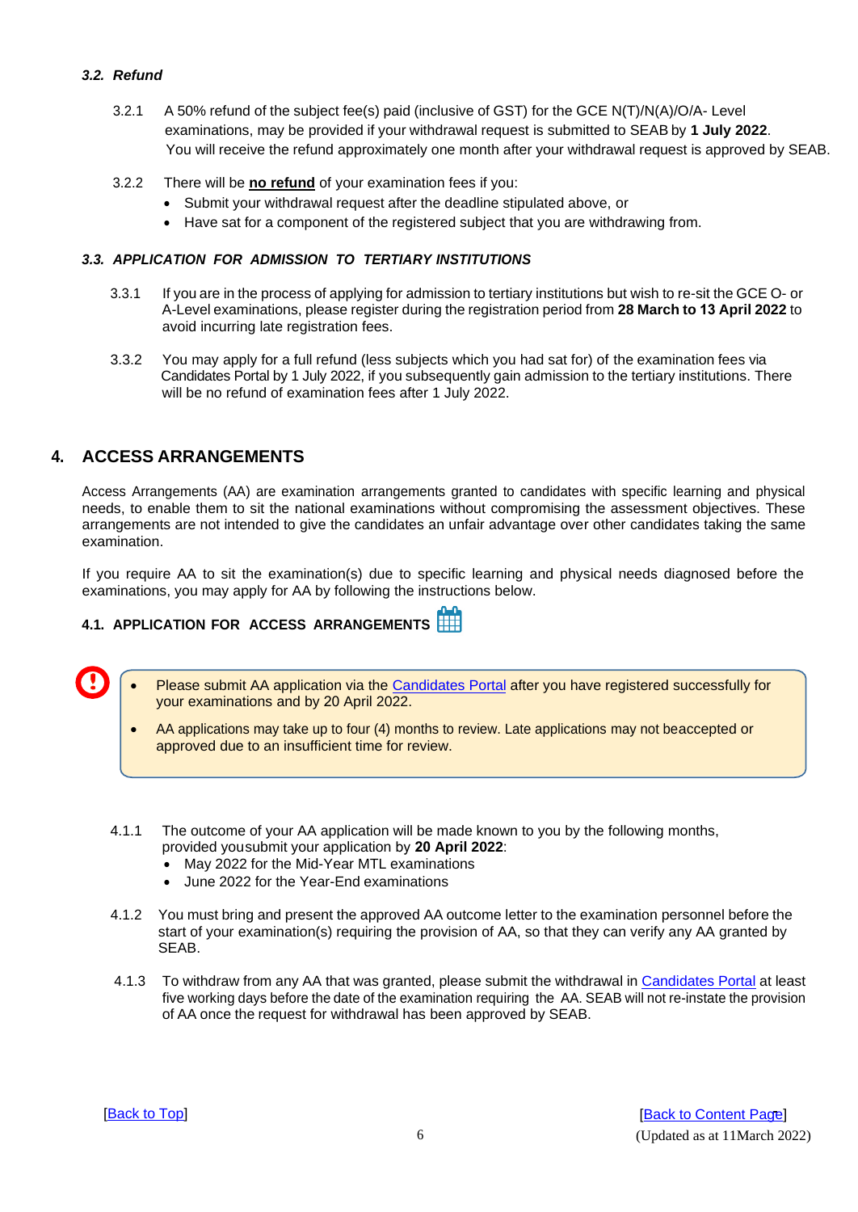### *3.2. Refund*

3.2.1 A 50% refund of the subject fee(s) paid (inclusive of GST) for the GCE N(T)/N(A)/O/A- Level examinations, may be provided if your withdrawal request is submitted to SEAB by **1 July 2022**. You will receive the refund approximately one month after your withdrawal request is approved by SEAB.

3.2.2 There will be **no refund** of your examination fees if you:

- Submit your withdrawal request after the deadline stipulated above, or
- Have sat for a component of the registered subject that you are withdrawing from.

### *3.3. APPLICATION FOR ADMISSION TO TERTIARY INSTITUTIONS*

3.3.1 If you are in the process of applying for admission to tertiary institutions but wish to re-sit the GCE O- or A-Level examinations, please register during the registration period from **28 March to 13 April 2022** to avoid incurring late registration fees.

3.3.2 You may apply for a full refund (less subjects which you had sat for) of the examination fees via Candidates Portal by 1 July 2022, if you subsequently gain admission to the tertiary institutions. There will be no refund of examination fees after 1 July 2022.

## 4. ACCESS ARRANGEMENTS

Access Arrangements (AA) are examination arrangements granted to candidates with specific learning and physical needs, to enable them to sit the national examinations without compromising the assessment objectives. These arrangements are not intended to give the candidates an unfair advantage over other candidates taking the same examination.

If you require AA to sit the examination(s) due to specific learning and physical needs diagnosed before the examinations, you may apply for AA by following the instructions below.

### 4.1. APPLICATION FOR ACCESS ARRANGEMENTS

- Please submit AA application via the Candidates Portal after you have registered successfully for your examinations and by 20 April 2022.
- AA applications may take up to four (4) months to review. Late applications may not beaccepted or approved due to an insufficient time for review.

4.1.1 The outcome of your AA application will be made known to you by the following months, provided yousubmit your application by **20 April 2022**:

- May 2022 for the Mid-Year MTL examinations
- June 2022 for the Year-End examinations

4.1.2 You must bring and present the approved AA outcome letter to the examination personnel before the start of your examination(s) requiring the provision of AA, so that they can verify any AA granted by SEAB.

4.1.3 To withdraw from any AA that was granted, please submit the withdrawal in Candidates Portal at least five working days before the date of the examination requiring the AA. SEAB will not re-instate the provision of AA once the request for withdrawal has been approved by SEAB.

[Back to Top] [Back to Content Page]

(Updated as at 11March 2022)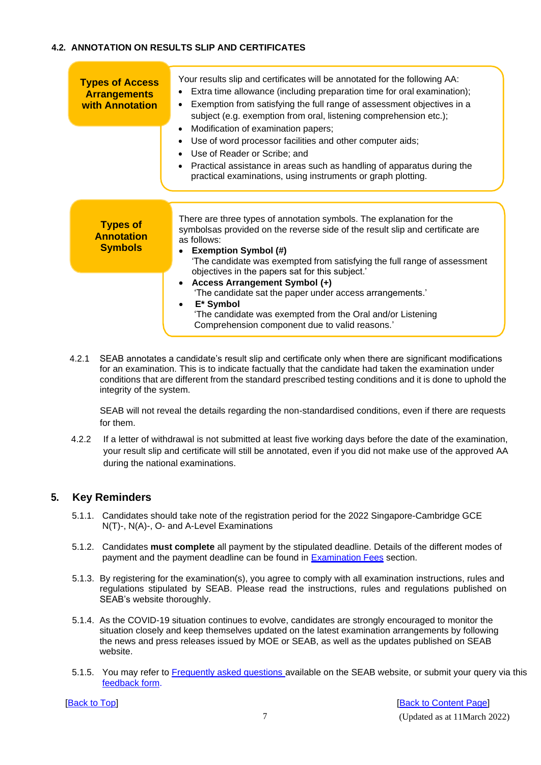### 4.2. ANNOTATION ON RESULTS SLIP AND CERTIFICATES

**Types of Access Arrangements with Annotation**

Your results slip and certificates will be annotated for the following AA:

- Extra time allowance (including preparation time for oral examination);
- Exemption from satisfying the full range of assessment objectives in a subject (e.g. exemption from oral, listening comprehension etc.);
- Modification of examination papers;
- Use of word processor facilities and other computer aids;
- Use of Reader or Scribe; and
- Practical assistance in areas such as handling of apparatus during the practical examinations, using instruments or graph plotting.

**Types of Annotation Symbols**

There are three types of annotation symbols. The explanation for the symbolsas provided on the reverse side of the result slip and certificate are as follows:

- **Exemption Symbol (#)**
  'The candidate was exempted from satisfying the full range of assessment objectives in the papers sat for this subject.'
- **Access Arrangement Symbol (+)**
  'The candidate sat the paper under access arrangements.'
- **E* Symbol**
  'The candidate was exempted from the Oral and/or Listening Comprehension component due to valid reasons.'

4.2.1 SEAB annotates a candidate's result slip and certificate only when there are significant modifications for an examination. This is to indicate factually that the candidate had taken the examination under conditions that are different from the standard prescribed testing conditions and it is done to uphold the integrity of the system.

SEAB will not reveal the details regarding the non-standardised conditions, even if there are requests for them.

4.2.2 If a letter of withdrawal is not submitted at least five working days before the date of the examination, your result slip and certificate will still be annotated, even if you did not make use of the approved AA during the national examinations.

## 5. Key Reminders

5.1.1. Candidates should take note of the registration period for the 2022 Singapore-Cambridge GCE N(T)-, N(A)-, O- and A-Level Examinations

5.1.2. Candidates **must complete** all payment by the stipulated deadline. Details of the different modes of payment and the payment deadline can be found in Examination Fees section.

5.1.3. By registering for the examination(s), you agree to comply with all examination instructions, rules and regulations stipulated by SEAB. Please read the instructions, rules and regulations published on SEAB's website thoroughly.

5.1.4. As the COVID-19 situation continues to evolve, candidates are strongly encouraged to monitor the situation closely and keep themselves updated on the latest examination arrangements by following the news and press releases issued by MOE or SEAB, as well as the updates published on SEAB website.

5.1.5. You may refer to Frequently asked questions available on the SEAB website, or submit your query via this feedback form.

[Back to Top] [Back to Content Page]

(Updated as at 11March 2022)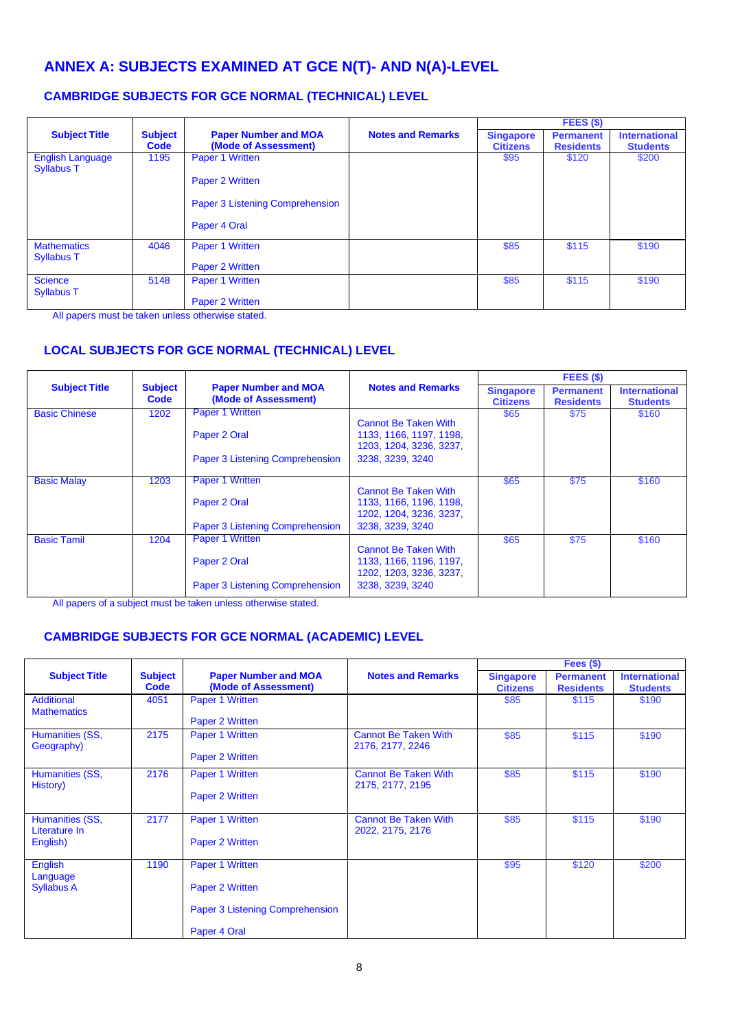# ANNEX A: SUBJECTS EXAMINED AT GCE N(T)- AND N(A)-LEVEL

## CAMBRIDGE SUBJECTS FOR GCE NORMAL (TECHNICAL) LEVEL

| Subject Title | Subject Code | Paper Number and MOA (Mode of Assessment) | Notes and Remarks | FEES ($) | | |
|---|---|---|---|---|---|---|
| | | | | Singapore Citizens | Permanent Residents | International Students |
| English Language Syllabus T | 1195 | Paper 1 Written<br>Paper 2 Written<br>Paper 3 Listening Comprehension<br>Paper 4 Oral | | $95 | $120 | $200 |
| Mathematics Syllabus T | 4046 | Paper 1 Written<br>Paper 2 Written | | $85 | $115 | $190 |
| Science Syllabus T | 5148 | Paper 1 Written<br>Paper 2 Written | | $85 | $115 | $190 |

All papers must be taken unless otherwise stated.

## LOCAL SUBJECTS FOR GCE NORMAL (TECHNICAL) LEVEL

| Subject Title | Subject Code | Paper Number and MOA (Mode of Assessment) | Notes and Remarks | FEES ($) | | |
|---|---|---|---|---|---|---|
| | | | | Singapore Citizens | Permanent Residents | International Students |
| Basic Chinese | 1202 | Paper 1 Written<br>Paper 2 Oral<br>Paper 3 Listening Comprehension | Cannot Be Taken With 1133, 1166, 1197, 1198, 1203, 1204, 3236, 3237, 3238, 3239, 3240 | $65 | $75 | $160 |
| Basic Malay | 1203 | Paper 1 Written<br>Paper 2 Oral<br>Paper 3 Listening Comprehension | Cannot Be Taken With 1133, 1166, 1196, 1198, 1202, 1204, 3236, 3237, 3238, 3239, 3240 | $65 | $75 | $160 |
| Basic Tamil | 1204 | Paper 1 Written<br>Paper 2 Oral<br>Paper 3 Listening Comprehension | Cannot Be Taken With 1133, 1166, 1196, 1197, 1202, 1203, 3236, 3237, 3238, 3239, 3240 | $65 | $75 | $160 |

All papers of a subject must be taken unless otherwise stated.

## CAMBRIDGE SUBJECTS FOR GCE NORMAL (ACADEMIC) LEVEL

| Subject Title | Subject Code | Paper Number and MOA (Mode of Assessment) | Notes and Remarks | Fees ($) | | |
|---|---|---|---|---|---|---|
| | | | | Singapore Citizens | Permanent Residents | International Students |
| Additional Mathematics | 4051 | Paper 1 Written<br>Paper 2 Written | | $85 | $115 | $190 |
| Humanities (SS, Geography) | 2175 | Paper 1 Written<br>Paper 2 Written | Cannot Be Taken With 2176, 2177, 2246 | $85 | $115 | $190 |
| Humanities (SS, History) | 2176 | Paper 1 Written<br>Paper 2 Written | Cannot Be Taken With 2175, 2177, 2195 | $85 | $115 | $190 |
| Humanities (SS, Literature In English) | 2177 | Paper 1 Written<br>Paper 2 Written | Cannot Be Taken With 2022, 2175, 2176 | $85 | $115 | $190 |
| English Language Syllabus A | 1190 | Paper 1 Written<br>Paper 2 Written<br>Paper 3 Listening Comprehension<br>Paper 4 Oral | | $95 | $120 | $200 |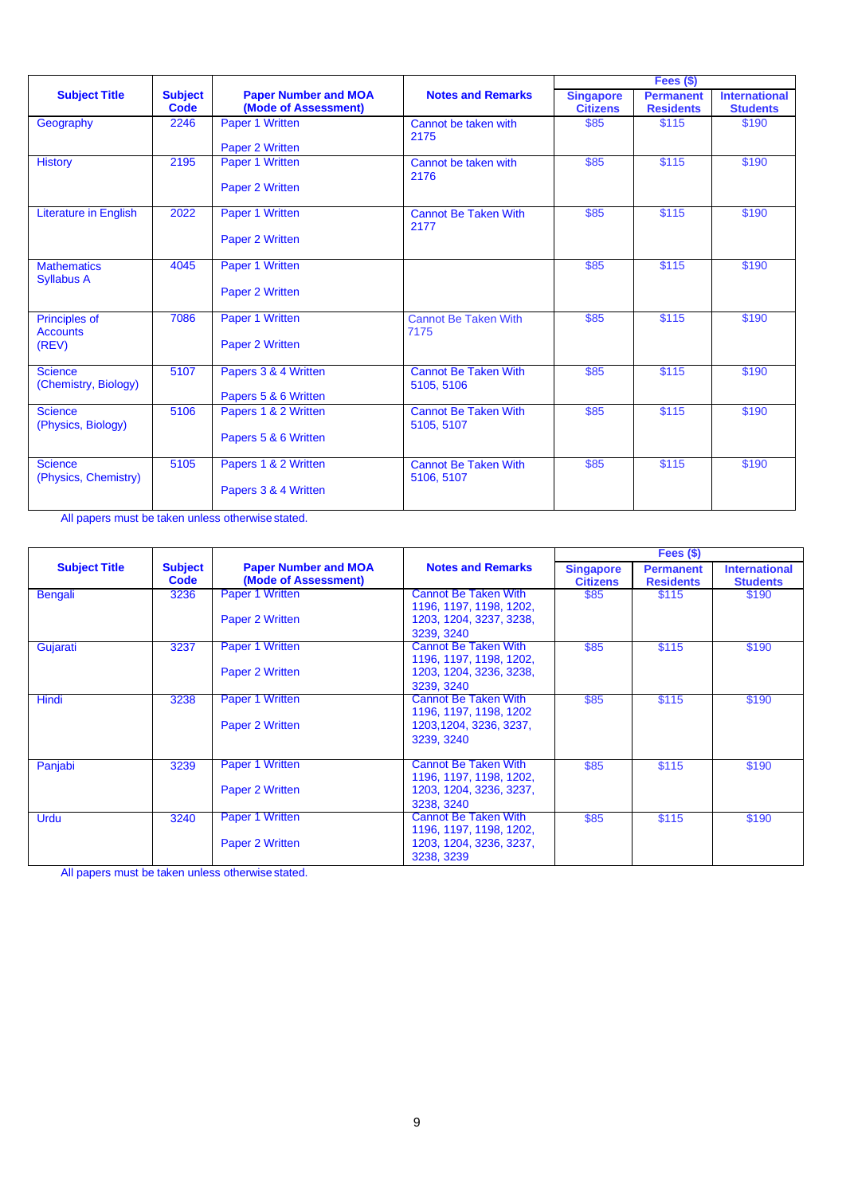| Subject Title | Subject Code | Paper Number and MOA (Mode of Assessment) | Notes and Remarks | Fees ($) | | |
|---|---|---|---|---|---|---|
| | | | | Singapore Citizens | Permanent Residents | International Students |
| Geography | 2246 | Paper 1 Written<br><br>Paper 2 Written | Cannot be taken with 2175 | $85 | $115 | $190 |
| History | 2195 | Paper 1 Written<br><br>Paper 2 Written | Cannot be taken with 2176 | $85 | $115 | $190 |
| Literature in English | 2022 | Paper 1 Written<br><br>Paper 2 Written | Cannot Be Taken With 2177 | $85 | $115 | $190 |
| Mathematics Syllabus A | 4045 | Paper 1 Written<br><br>Paper 2 Written | | $85 | $115 | $190 |
| Principles of Accounts (REV) | 7086 | Paper 1 Written<br><br>Paper 2 Written | Cannot Be Taken With 7175 | $85 | $115 | $190 |
| Science (Chemistry, Biology) | 5107 | Papers 3 & 4 Written<br><br>Papers 5 & 6 Written | Cannot Be Taken With 5105, 5106 | $85 | $115 | $190 |
| Science (Physics, Biology) | 5106 | Papers 1 & 2 Written<br><br>Papers 5 & 6 Written | Cannot Be Taken With 5105, 5107 | $85 | $115 | $190 |
| Science (Physics, Chemistry) | 5105 | Papers 1 & 2 Written<br><br>Papers 3 & 4 Written | Cannot Be Taken With 5106, 5107 | $85 | $115 | $190 |

All papers must be taken unless otherwise stated.

| Subject Title | Subject Code | Paper Number and MOA (Mode of Assessment) | Notes and Remarks | Fees ($) | | |
|---|---|---|---|---|---|---|
| | | | | Singapore Citizens | Permanent Residents | International Students |
| Bengali | 3236 | Paper 1 Written<br><br>Paper 2 Written | Cannot Be Taken With 1196, 1197, 1198, 1202, 1203, 1204, 3237, 3238, 3239, 3240 | $85 | $115 | $190 |
| Gujarati | 3237 | Paper 1 Written<br><br>Paper 2 Written | Cannot Be Taken With 1196, 1197, 1198, 1202, 1203, 1204, 3236, 3238, 3239, 3240 | $85 | $115 | $190 |
| Hindi | 3238 | Paper 1 Written<br><br>Paper 2 Written | Cannot Be Taken With 1196, 1197, 1198, 1202 1203,1204, 3236, 3237, 3239, 3240 | $85 | $115 | $190 |
| Panjabi | 3239 | Paper 1 Written<br><br>Paper 2 Written | Cannot Be Taken With 1196, 1197, 1198, 1202, 1203, 1204, 3236, 3237, 3238, 3240 | $85 | $115 | $190 |
| Urdu | 3240 | Paper 1 Written<br><br>Paper 2 Written | Cannot Be Taken With 1196, 1197, 1198, 1202, 1203, 1204, 3236, 3237, 3238, 3239 | $85 | $115 | $190 |

All papers must be taken unless otherwise stated.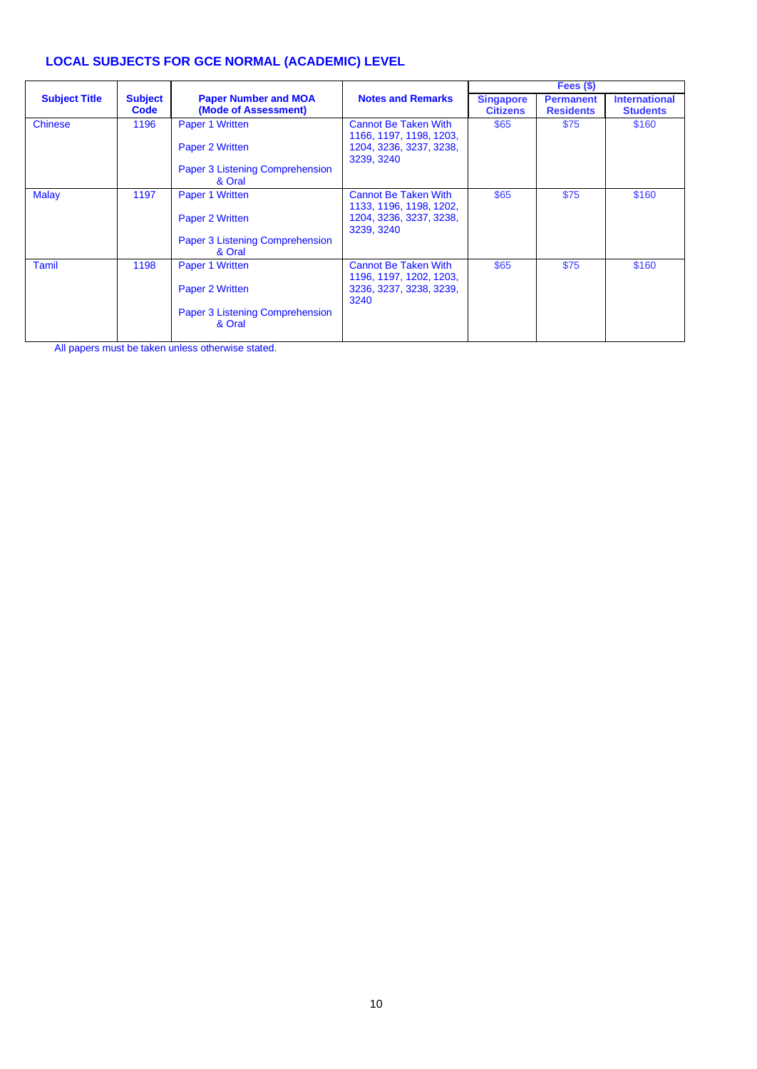## LOCAL SUBJECTS FOR GCE NORMAL (ACADEMIC) LEVEL

| Subject Title | Subject Code | Paper Number and MOA (Mode of Assessment) | Notes and Remarks | Fees ($) | | |
|---|---|---|---|---|---|---|
| | | | | Singapore Citizens | Permanent Residents | International Students |
| Chinese | 1196 | Paper 1 Written<br><br>Paper 2 Written<br><br>Paper 3 Listening Comprehension & Oral | Cannot Be Taken With 1166, 1197, 1198, 1203, 1204, 3236, 3237, 3238, 3239, 3240 | $65 | $75 | $160 |
| Malay | 1197 | Paper 1 Written<br><br>Paper 2 Written<br><br>Paper 3 Listening Comprehension & Oral | Cannot Be Taken With 1133, 1196, 1198, 1202, 1204, 3236, 3237, 3238, 3239, 3240 | $65 | $75 | $160 |
| Tamil | 1198 | Paper 1 Written<br><br>Paper 2 Written<br><br>Paper 3 Listening Comprehension & Oral | Cannot Be Taken With 1196, 1197, 1202, 1203, 3236, 3237, 3238, 3239, 3240 | $65 | $75 | $160 |

All papers must be taken unless otherwise stated.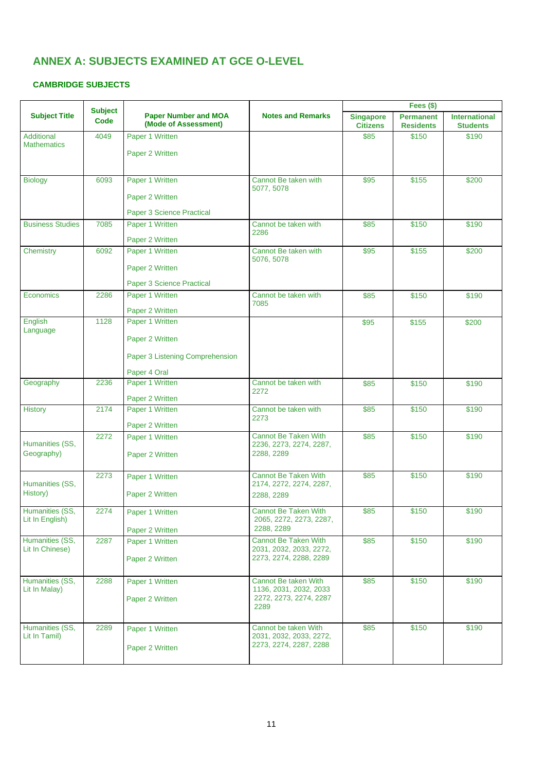## ANNEX A: SUBJECTS EXAMINED AT GCE O-LEVEL

### CAMBRIDGE SUBJECTS

| Subject Title | Subject Code | Paper Number and MOA (Mode of Assessment) | Notes and Remarks | Fees ($) | | |
|---|---|---|---|---|---|---|
| | | | | Singapore Citizens | Permanent Residents | International Students |
| Additional Mathematics | 4049 | Paper 1 Written<br>Paper 2 Written | | $85 | $150 | $190 |
| Biology | 6093 | Paper 1 Written<br>Paper 2 Written<br>Paper 3 Science Practical | Cannot Be taken with 5077, 5078 | $95 | $155 | $200 |
| Business Studies | 7085 | Paper 1 Written<br>Paper 2 Written | Cannot be taken with 2286 | $85 | $150 | $190 |
| Chemistry | 6092 | Paper 1 Written<br>Paper 2 Written<br>Paper 3 Science Practical | Cannot Be taken with 5076, 5078 | $95 | $155 | $200 |
| Economics | 2286 | Paper 1 Written<br>Paper 2 Written | Cannot be taken with 7085 | $85 | $150 | $190 |
| English Language | 1128 | Paper 1 Written<br>Paper 2 Written<br>Paper 3 Listening Comprehension<br>Paper 4 Oral | | $95 | $155 | $200 |
| Geography | 2236 | Paper 1 Written<br>Paper 2 Written | Cannot be taken with 2272 | $85 | $150 | $190 |
| History | 2174 | Paper 1 Written<br>Paper 2 Written | Cannot be taken with 2273 | $85 | $150 | $190 |
| Humanities (SS, Geography) | 2272 | Paper 1 Written<br>Paper 2 Written | Cannot Be Taken With 2236, 2273, 2274, 2287, 2288, 2289 | $85 | $150 | $190 |
| Humanities (SS, History) | 2273 | Paper 1 Written<br>Paper 2 Written | Cannot Be Taken With 2174, 2272, 2274, 2287, 2288, 2289 | $85 | $150 | $190 |
| Humanities (SS, Lit In English) | 2274 | Paper 1 Written<br>Paper 2 Written | Cannot Be Taken With 2065, 2272, 2273, 2287, 2288, 2289 | $85 | $150 | $190 |
| Humanities (SS, Lit In Chinese) | 2287 | Paper 1 Written<br>Paper 2 Written | Cannot Be Taken With 2031, 2032, 2033, 2272, 2273, 2274, 2288, 2289 | $85 | $150 | $190 |
| Humanities (SS, Lit In Malay) | 2288 | Paper 1 Written<br>Paper 2 Written | Cannot be taken With 1136, 2031, 2032, 2033 2272, 2273, 2274, 2287 2289 | $85 | $150 | $190 |
| Humanities (SS, Lit In Tamil) | 2289 | Paper 1 Written<br>Paper 2 Written | Cannot be taken With 2031, 2032, 2033, 2272, 2273, 2274, 2287, 2288 | $85 | $150 | $190 |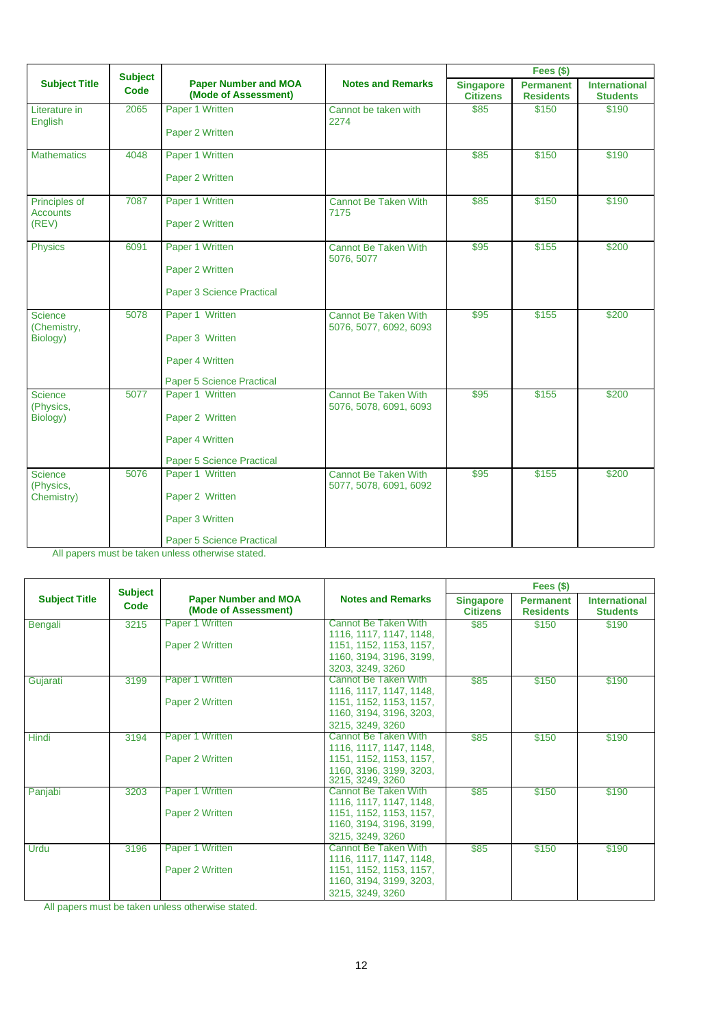| Subject Title | Subject Code | Paper Number and MOA (Mode of Assessment) | Notes and Remarks | Fees ($) | | |
|---|---|---|---|---|---|---|
| | | | | Singapore Citizens | Permanent Residents | International Students |
| Literature in English | 2065 | Paper 1 Written<br>Paper 2 Written | Cannot be taken with 2274 | $85 | $150 | $190 |
| Mathematics | 4048 | Paper 1 Written<br>Paper 2 Written | | $85 | $150 | $190 |
| Principles of Accounts (REV) | 7087 | Paper 1 Written<br>Paper 2 Written | Cannot Be Taken With 7175 | $85 | $150 | $190 |
| Physics | 6091 | Paper 1 Written<br>Paper 2 Written<br>Paper 3 Science Practical | Cannot Be Taken With 5076, 5077 | $95 | $155 | $200 |
| Science (Chemistry, Biology) | 5078 | Paper 1 Written<br>Paper 3 Written<br>Paper 4 Written<br>Paper 5 Science Practical | Cannot Be Taken With 5076, 5077, 6092, 6093 | $95 | $155 | $200 |
| Science (Physics, Biology) | 5077 | Paper 1 Written<br>Paper 2 Written<br>Paper 4 Written<br>Paper 5 Science Practical | Cannot Be Taken With 5076, 5078, 6091, 6093 | $95 | $155 | $200 |
| Science (Physics, Chemistry) | 5076 | Paper 1 Written<br>Paper 2 Written<br>Paper 3 Written<br>Paper 5 Science Practical | Cannot Be Taken With 5077, 5078, 6091, 6092 | $95 | $155 | $200 |

All papers must be taken unless otherwise stated.

| Subject Title | Subject Code | Paper Number and MOA (Mode of Assessment) | Notes and Remarks | Fees ($) | | |
|---|---|---|---|---|---|---|
| | | | | Singapore Citizens | Permanent Residents | International Students |
| Bengali | 3215 | Paper 1 Written<br>Paper 2 Written | Cannot Be Taken With 1116, 1117, 1147, 1148, 1151, 1152, 1153, 1157, 1160, 3194, 3196, 3199, 3203, 3249, 3260 | $85 | $150 | $190 |
| Gujarati | 3199 | Paper 1 Written<br>Paper 2 Written | Cannot Be Taken With 1116, 1117, 1147, 1148, 1151, 1152, 1153, 1157, 1160, 3194, 3196, 3203, 3215, 3249, 3260 | $85 | $150 | $190 |
| Hindi | 3194 | Paper 1 Written<br>Paper 2 Written | Cannot Be Taken With 1116, 1117, 1147, 1148, 1151, 1152, 1153, 1157, 1160, 3196, 3199, 3203, 3215, 3249, 3260 | $85 | $150 | $190 |
| Panjabi | 3203 | Paper 1 Written<br>Paper 2 Written | Cannot Be Taken With 1116, 1117, 1147, 1148, 1151, 1152, 1153, 1157, 1160, 3194, 3196, 3199, 3215, 3249, 3260 | $85 | $150 | $190 |
| Urdu | 3196 | Paper 1 Written<br>Paper 2 Written | Cannot Be Taken With 1116, 1117, 1147, 1148, 1151, 1152, 1153, 1157, 1160, 3194, 3199, 3203, 3215, 3249, 3260 | $85 | $150 | $190 |

All papers must be taken unless otherwise stated.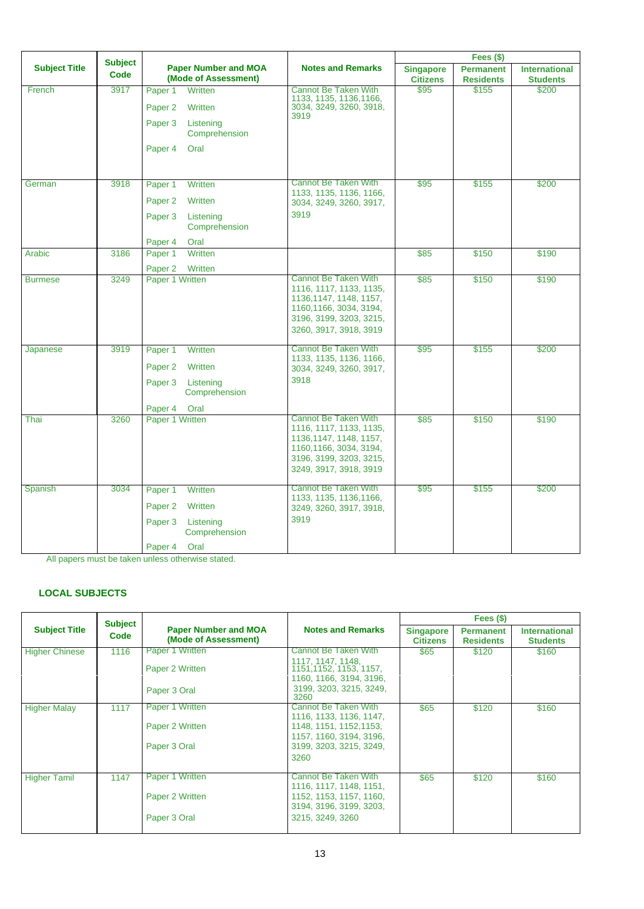| Subject Title | Subject Code | Paper Number and MOA (Mode of Assessment) | Notes and Remarks | Fees ($) | | |
|---|---|---|---|---|---|---|
| | | | | Singapore Citizens | Permanent Residents | International Students |
| French | 3917 | Paper 1 Written<br>Paper 2 Written<br>Paper 3 Listening Comprehension<br>Paper 4 Oral | Cannot Be Taken With 1133, 1135, 1136,1166, 3034, 3249, 3260, 3918, 3919 | $95 | $155 | $200 |
| German | 3918 | Paper 1 Written<br>Paper 2 Written<br>Paper 3 Listening Comprehension<br>Paper 4 Oral | Cannot Be Taken With 1133, 1135, 1136, 1166, 3034, 3249, 3260, 3917, 3919 | $95 | $155 | $200 |
| Arabic | 3186 | Paper 1 Written<br>Paper 2 Written | | $85 | $150 | $190 |
| Burmese | 3249 | Paper 1 Written | Cannot Be Taken With 1116, 1117, 1133, 1135, 1136,1147, 1148, 1157, 1160,1166, 3034, 3194, 3196, 3199, 3203, 3215, 3260, 3917, 3918, 3919 | $85 | $150 | $190 |
| Japanese | 3919 | Paper 1 Written<br>Paper 2 Written<br>Paper 3 Listening Comprehension<br>Paper 4 Oral | Cannot Be Taken With 1133, 1135, 1136, 1166, 3034, 3249, 3260, 3917, 3918 | $95 | $155 | $200 |
| Thai | 3260 | Paper 1 Written | Cannot Be Taken With 1116, 1117, 1133, 1135, 1136,1147, 1148, 1157, 1160,1166, 3034, 3194, 3196, 3199, 3203, 3215, 3249, 3917, 3918, 3919 | $85 | $150 | $190 |
| Spanish | 3034 | Paper 1 Written<br>Paper 2 Written<br>Paper 3 Listening Comprehension<br>Paper 4 Oral | Cannot Be Taken With 1133, 1135, 1136,1166, 3249, 3260, 3917, 3918, 3919 | $95 | $155 | $200 |

All papers must be taken unless otherwise stated.

**LOCAL SUBJECTS**

| Subject Title | Subject Code | Paper Number and MOA (Mode of Assessment) | Notes and Remarks | Fees ($) | | |
|---|---|---|---|---|---|---|
| | | | | Singapore Citizens | Permanent Residents | International Students |
| Higher Chinese | 1116 | Paper 1 Written<br>Paper 2 Written<br>Paper 3 Oral | Cannot Be Taken With 1117, 1147, 1148, 1151,1152, 1153, 1157, 1160, 1166, 3194, 3196, 3199, 3203, 3215, 3249, 3260 | $65 | $120 | $160 |
| Higher Malay | 1117 | Paper 1 Written<br>Paper 2 Written<br>Paper 3 Oral | Cannot Be Taken With 1116, 1133, 1136, 1147, 1148, 1151, 1152,1153, 1157, 1160, 3194, 3196, 3199, 3203, 3215, 3249, 3260 | $65 | $120 | $160 |
| Higher Tamil | 1147 | Paper 1 Written<br>Paper 2 Written<br>Paper 3 Oral | Cannot Be Taken With 1116, 1117, 1148, 1151, 1152, 1153, 1157, 1160, 3194, 3196, 3199, 3203, 3215, 3249, 3260 | $65 | $120 | $160 |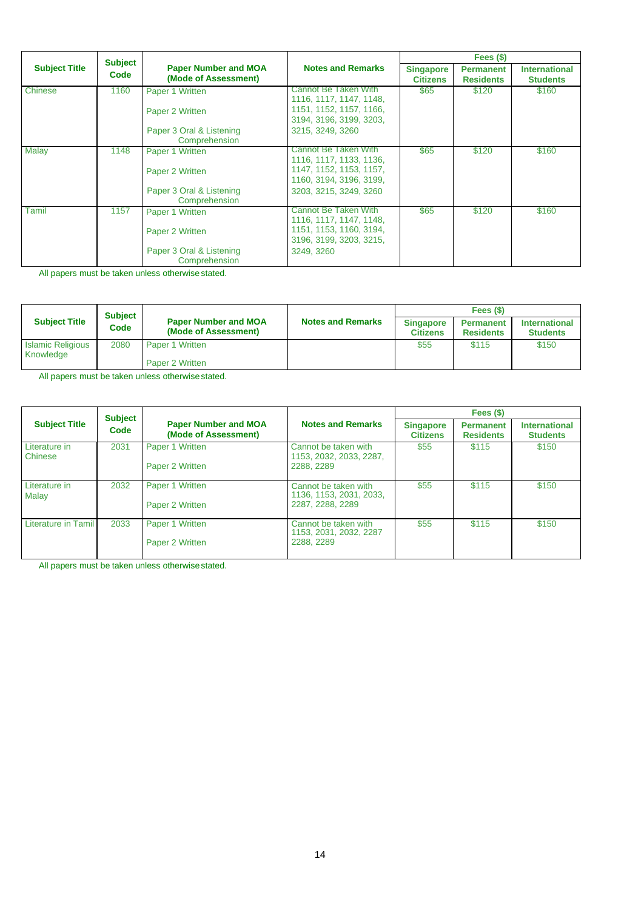| Subject Title | Subject Code | Paper Number and MOA (Mode of Assessment) | Notes and Remarks | Fees ($) | | |
|---|---|---|---|---|---|---|
| | | | | Singapore Citizens | Permanent Residents | International Students |
| Chinese | 1160 | Paper 1 Written<br><br>Paper 2 Written<br><br>Paper 3 Oral & Listening Comprehension | Cannot Be Taken With 1116, 1117, 1147, 1148, 1151, 1152, 1157, 1166, 3194, 3196, 3199, 3203, 3215, 3249, 3260 | $65 | $120 | $160 |
| Malay | 1148 | Paper 1 Written<br><br>Paper 2 Written<br><br>Paper 3 Oral & Listening Comprehension | Cannot Be Taken With 1116, 1117, 1133, 1136, 1147, 1152, 1153, 1157, 1160, 3194, 3196, 3199, 3203, 3215, 3249, 3260 | $65 | $120 | $160 |
| Tamil | 1157 | Paper 1 Written<br><br>Paper 2 Written<br><br>Paper 3 Oral & Listening Comprehension | Cannot Be Taken With 1116, 1117, 1147, 1148, 1151, 1153, 1160, 3194, 3196, 3199, 3203, 3215, 3249, 3260 | $65 | $120 | $160 |

All papers must be taken unless otherwise stated.

| Subject Title | Subject Code | Paper Number and MOA (Mode of Assessment) | Notes and Remarks | Fees ($) | | |
|---|---|---|---|---|---|---|
| | | | | Singapore Citizens | Permanent Residents | International Students |
| Islamic Religious Knowledge | 2080 | Paper 1 Written<br><br>Paper 2 Written | | $55 | $115 | $150 |

All papers must be taken unless otherwise stated.

| Subject Title | Subject Code | Paper Number and MOA (Mode of Assessment) | Notes and Remarks | Fees ($) | | |
|---|---|---|---|---|---|---|
| | | | | Singapore Citizens | Permanent Residents | International Students |
| Literature in Chinese | 2031 | Paper 1 Written<br><br>Paper 2 Written | Cannot be taken with 1153, 2032, 2033, 2287, 2288, 2289 | $55 | $115 | $150 |
| Literature in Malay | 2032 | Paper 1 Written<br><br>Paper 2 Written | Cannot be taken with 1136, 1153, 2031, 2033, 2287, 2288, 2289 | $55 | $115 | $150 |
| Literature in Tamil | 2033 | Paper 1 Written<br><br>Paper 2 Written | Cannot be taken with 1153, 2031, 2032, 2287 2288, 2289 | $55 | $115 | $150 |

All papers must be taken unless otherwise stated.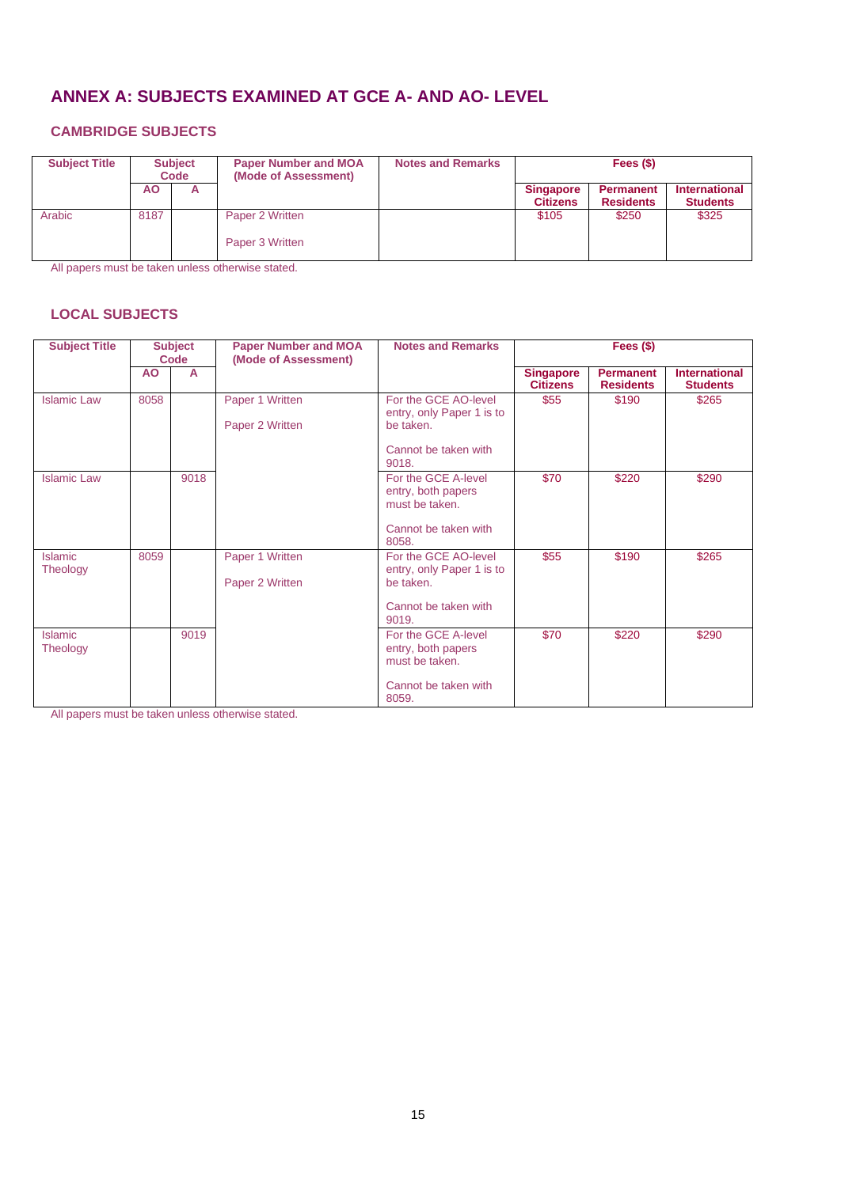# ANNEX A: SUBJECTS EXAMINED AT GCE A- AND AO- LEVEL

## CAMBRIDGE SUBJECTS

| Subject Title | Subject Code | | Paper Number and MOA (Mode of Assessment) | Notes and Remarks | Fees ($) | | |
|---|---|---|---|---|---|---|---|
| | AO | A | | | Singapore Citizens | Permanent Residents | International Students |
| Arabic | 8187 | | Paper 2 Written<br><br>Paper 3 Written | | $105 | $250 | $325 |

All papers must be taken unless otherwise stated.

## LOCAL SUBJECTS

| Subject Title | Subject Code | | Paper Number and MOA (Mode of Assessment) | Notes and Remarks | Fees ($) | | |
|---|---|---|---|---|---|---|---|
| | AO | A | | | Singapore Citizens | Permanent Residents | International Students |
| Islamic Law | 8058 | | Paper 1 Written<br><br>Paper 2 Written | For the GCE AO-level entry, only Paper 1 is to be taken.<br><br>Cannot be taken with 9018. | $55 | $190 | $265 |
| Islamic Law | | 9018 | | For the GCE A-level entry, both papers must be taken.<br><br>Cannot be taken with 8058. | $70 | $220 | $290 |
| Islamic Theology | 8059 | | Paper 1 Written<br><br>Paper 2 Written | For the GCE AO-level entry, only Paper 1 is to be taken.<br><br>Cannot be taken with 9019. | $55 | $190 | $265 |
| Islamic Theology | | 9019 | | For the GCE A-level entry, both papers must be taken.<br><br>Cannot be taken with 8059. | $70 | $220 | $290 |

All papers must be taken unless otherwise stated.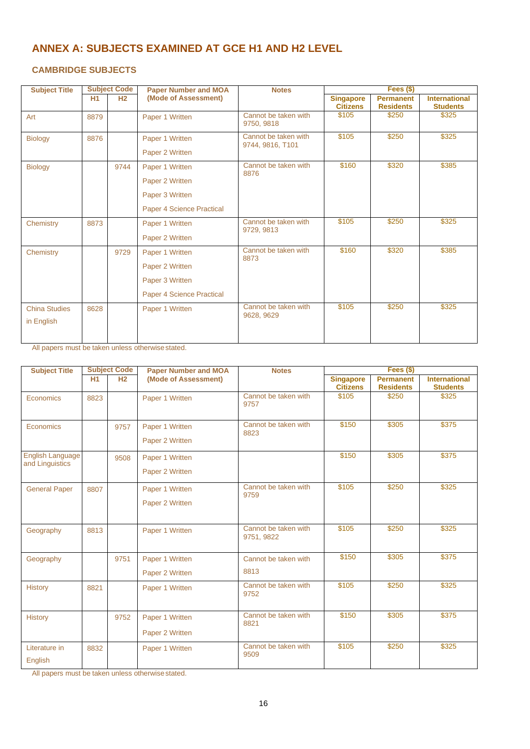# ANNEX A: SUBJECTS EXAMINED AT GCE H1 AND H2 LEVEL

## CAMBRIDGE SUBJECTS

| Subject Title | Subject Code | | Paper Number and MOA (Mode of Assessment) | Notes | Fees ($) | | |
|---|---|---|---|---|---|---|---|
| | H1 | H2 | | | Singapore Citizens | Permanent Residents | International Students |
| Art | 8879 | | Paper 1 Written | Cannot be taken with 9750, 9818 | $105 | $250 | $325 |
| Biology | 8876 | | Paper 1 Written<br>Paper 2 Written | Cannot be taken with 9744, 9816, T101 | $105 | $250 | $325 |
| Biology | | 9744 | Paper 1 Written<br>Paper 2 Written<br>Paper 3 Written<br>Paper 4 Science Practical | Cannot be taken with 8876 | $160 | $320 | $385 |
| Chemistry | 8873 | | Paper 1 Written<br>Paper 2 Written | Cannot be taken with 9729, 9813 | $105 | $250 | $325 |
| Chemistry | | 9729 | Paper 1 Written<br>Paper 2 Written<br>Paper 3 Written<br>Paper 4 Science Practical | Cannot be taken with 8873 | $160 | $320 | $385 |
| China Studies in English | 8628 | | Paper 1 Written | Cannot be taken with 9628, 9629 | $105 | $250 | $325 |

All papers must be taken unless otherwise stated.

| Subject Title | Subject Code | | Paper Number and MOA (Mode of Assessment) | Notes | Fees ($) | | |
|---|---|---|---|---|---|---|---|
| | H1 | H2 | | | Singapore Citizens | Permanent Residents | International Students |
| Economics | 8823 | | Paper 1 Written | Cannot be taken with 9757 | $105 | $250 | $325 |
| Economics | | 9757 | Paper 1 Written<br>Paper 2 Written | Cannot be taken with 8823 | $150 | $305 | $375 |
| English Language and Linguistics | | 9508 | Paper 1 Written<br>Paper 2 Written | | $150 | $305 | $375 |
| General Paper | 8807 | | Paper 1 Written<br>Paper 2 Written | Cannot be taken with 9759 | $105 | $250 | $325 |
| Geography | 8813 | | Paper 1 Written | Cannot be taken with 9751, 9822 | $105 | $250 | $325 |
| Geography | | 9751 | Paper 1 Written<br>Paper 2 Written | Cannot be taken with 8813 | $150 | $305 | $375 |
| History | 8821 | | Paper 1 Written | Cannot be taken with 9752 | $105 | $250 | $325 |
| History | | 9752 | Paper 1 Written<br>Paper 2 Written | Cannot be taken with 8821 | $150 | $305 | $375 |
| Literature in English | 8832 | | Paper 1 Written | Cannot be taken with 9509 | $105 | $250 | $325 |

All papers must be taken unless otherwise stated.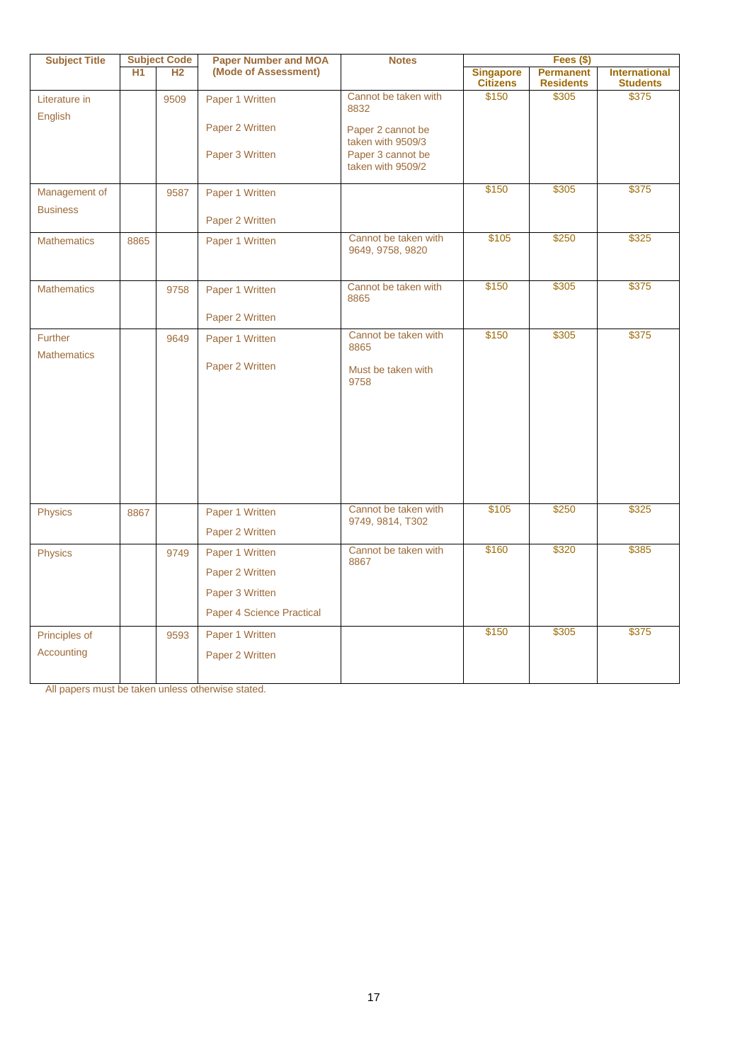| Subject Title | Subject Code | | Paper Number and MOA (Mode of Assessment) | Notes | Fees ($) | | |
|---|---|---|---|---|---|---|---|
| | H1 | H2 | | | Singapore Citizens | Permanent Residents | International Students |
| Literature in English | | 9509 | Paper 1 Written<br>Paper 2 Written<br>Paper 3 Written | Cannot be taken with 8832<br>Paper 2 cannot be taken with 9509/3<br>Paper 3 cannot be taken with 9509/2 | $150 | $305 | $375 |
| Management of Business | | 9587 | Paper 1 Written<br>Paper 2 Written | | $150 | $305 | $375 |
| Mathematics | 8865 | | Paper 1 Written | Cannot be taken with 9649, 9758, 9820 | $105 | $250 | $325 |
| Mathematics | | 9758 | Paper 1 Written<br>Paper 2 Written | Cannot be taken with 8865 | $150 | $305 | $375 |
| Further Mathematics | | 9649 | Paper 1 Written<br>Paper 2 Written | Cannot be taken with 8865<br>Must be taken with 9758 | $150 | $305 | $375 |
| Physics | 8867 | | Paper 1 Written<br>Paper 2 Written | Cannot be taken with 9749, 9814, T302 | $105 | $250 | $325 |
| Physics | | 9749 | Paper 1 Written<br>Paper 2 Written<br>Paper 3 Written<br>Paper 4 Science Practical | Cannot be taken with 8867 | $160 | $320 | $385 |
| Principles of Accounting | | 9593 | Paper 1 Written<br>Paper 2 Written | | $150 | $305 | $375 |

All papers must be taken unless otherwise stated.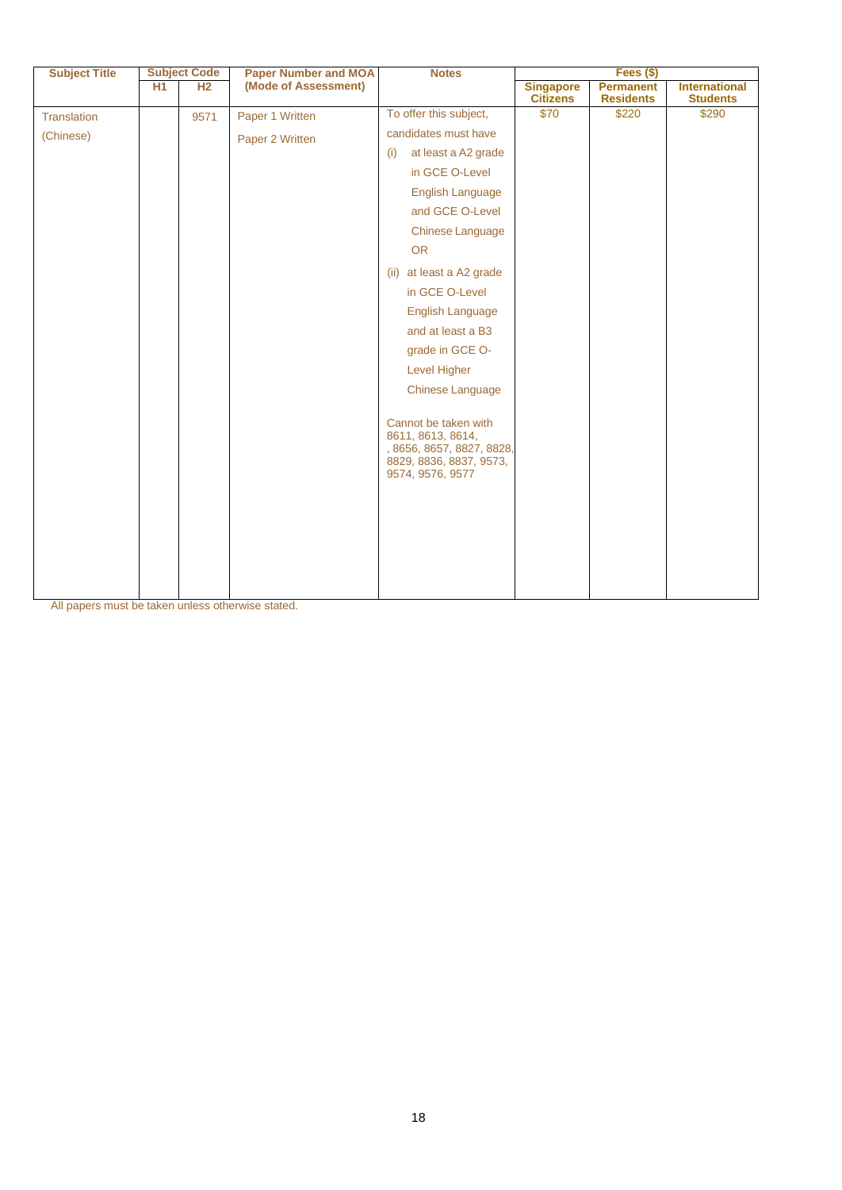| Subject Title | Subject Code | | Paper Number and MOA (Mode of Assessment) | Notes | Fees ($) | | |
|---|---|---|---|---|---|---|---|
| | H1 | H2 | | | Singapore Citizens | Permanent Residents | International Students |
| Translation (Chinese) | | 9571 | Paper 1 Written<br>Paper 2 Written | To offer this subject, candidates must have<br>(i) at least a A2 grade in GCE O-Level English Language and GCE O-Level Chinese Language<br>OR<br>(ii) at least a A2 grade in GCE O-Level English Language and at least a B3 grade in GCE O-Level Higher Chinese Language<br><br>Cannot be taken with 8611, 8613, 8614, , 8656, 8657, 8827, 8828, 8829, 8836, 8837, 9573, 9574, 9576, 9577 | $70 | $220 | $290 |

All papers must be taken unless otherwise stated.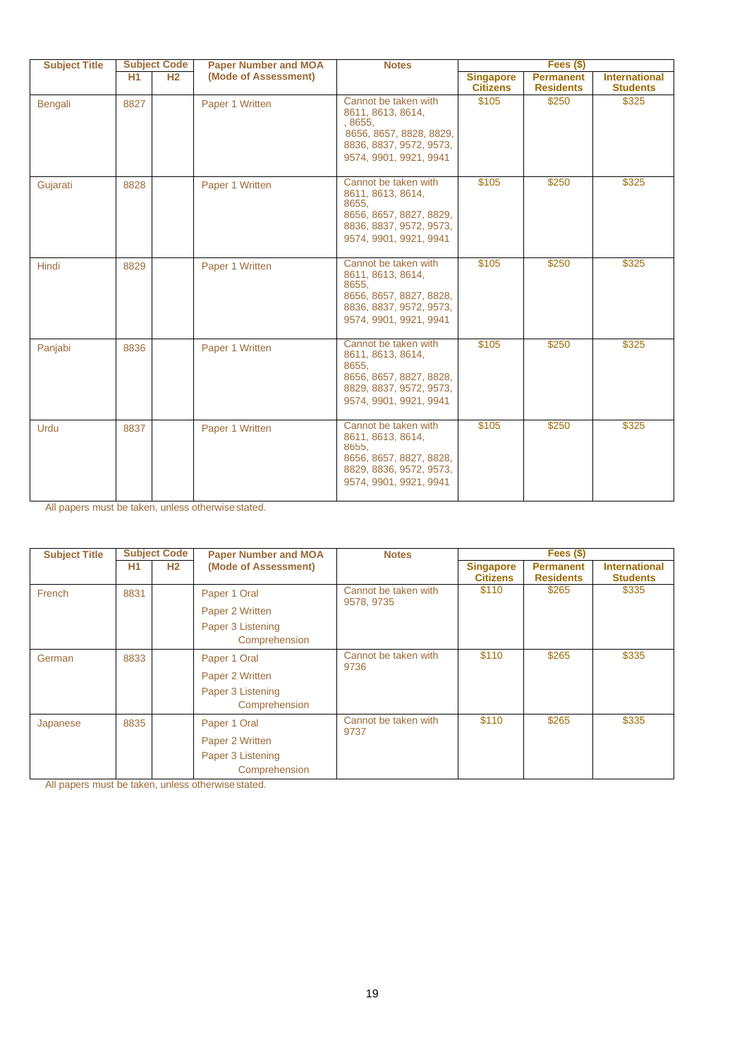| Subject Title | Subject Code | | Paper Number and MOA (Mode of Assessment) | Notes | Fees ($) | | |
|---|---|---|---|---|---|---|---|
| | H1 | H2 | | | Singapore Citizens | Permanent Residents | International Students |
| Bengali | 8827 | | Paper 1 Written | Cannot be taken with 8611, 8613, 8614, , 8655, 8656, 8657, 8828, 8829, 8836, 8837, 9572, 9573, 9574, 9901, 9921, 9941 | $105 | $250 | $325 |
| Gujarati | 8828 | | Paper 1 Written | Cannot be taken with 8611, 8613, 8614, 8655, 8656, 8657, 8827, 8829, 8836, 8837, 9572, 9573, 9574, 9901, 9921, 9941 | $105 | $250 | $325 |
| Hindi | 8829 | | Paper 1 Written | Cannot be taken with 8611, 8613, 8614, 8655, 8656, 8657, 8827, 8828, 8836, 8837, 9572, 9573, 9574, 9901, 9921, 9941 | $105 | $250 | $325 |
| Panjabi | 8836 | | Paper 1 Written | Cannot be taken with 8611, 8613, 8614, 8655, 8656, 8657, 8827, 8828, 8829, 8837, 9572, 9573, 9574, 9901, 9921, 9941 | $105 | $250 | $325 |
| Urdu | 8837 | | Paper 1 Written | Cannot be taken with 8611, 8613, 8614, 8655, 8656, 8657, 8827, 8828, 8829, 8836, 9572, 9573, 9574, 9901, 9921, 9941 | $105 | $250 | $325 |

All papers must be taken, unless otherwise stated.

| Subject Title | Subject Code | | Paper Number and MOA (Mode of Assessment) | Notes | Fees ($) | | |
|---|---|---|---|---|---|---|---|
| | H1 | H2 | | | Singapore Citizens | Permanent Residents | International Students |
| French | 8831 | | Paper 1 Oral<br>Paper 2 Written<br>Paper 3 Listening Comprehension | Cannot be taken with 9578, 9735 | $110 | $265 | $335 |
| German | 8833 | | Paper 1 Oral<br>Paper 2 Written<br>Paper 3 Listening Comprehension | Cannot be taken with 9736 | $110 | $265 | $335 |
| Japanese | 8835 | | Paper 1 Oral<br>Paper 2 Written<br>Paper 3 Listening Comprehension | Cannot be taken with 9737 | $110 | $265 | $335 |

All papers must be taken, unless otherwise stated.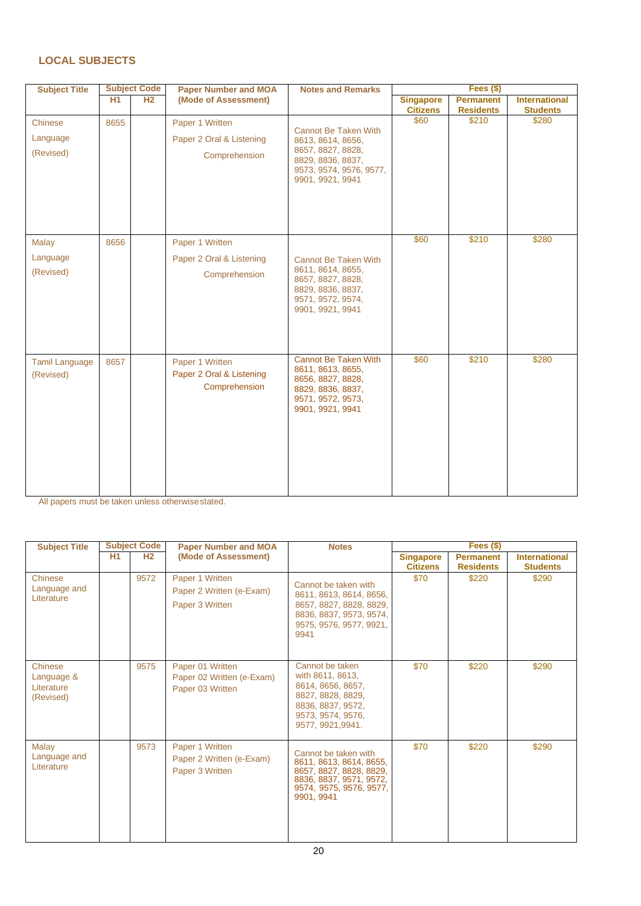## LOCAL SUBJECTS

| Subject Title | Subject Code | | Paper Number and MOA (Mode of Assessment) | Notes and Remarks | Fees ($) | | |
|---|---|---|---|---|---|---|---|
| | H1 | H2 | | | Singapore Citizens | Permanent Residents | International Students |
| Chinese Language (Revised) | 8655 | | Paper 1 Written<br>Paper 2 Oral & Listening Comprehension | Cannot Be Taken With 8613, 8614, 8656, 8657, 8827, 8828, 8829, 8836, 8837, 9573, 9574, 9576, 9577, 9901, 9921, 9941 | $60 | $210 | $280 |
| Malay Language (Revised) | 8656 | | Paper 1 Written<br>Paper 2 Oral & Listening Comprehension | Cannot Be Taken With 8611, 8614, 8655, 8657, 8827, 8828, 8829, 8836, 8837, 9571, 9572, 9574, 9901, 9921, 9941 | $60 | $210 | $280 |
| Tamil Language (Revised) | 8657 | | Paper 1 Written<br>Paper 2 Oral & Listening Comprehension | Cannot Be Taken With 8611, 8613, 8655, 8656, 8827, 8828, 8829, 8836, 8837, 9571, 9572, 9573, 9901, 9921, 9941 | $60 | $210 | $280 |

All papers must be taken unless otherwise stated.

| Subject Title | Subject Code | | Paper Number and MOA (Mode of Assessment) | Notes | Fees ($) | | |
|---|---|---|---|---|---|---|---|
| | H1 | H2 | | | Singapore Citizens | Permanent Residents | International Students |
| Chinese Language and Literature | | 9572 | Paper 1 Written<br>Paper 2 Written (e-Exam)<br>Paper 3 Written | Cannot be taken with 8611, 8613, 8614, 8656, 8657, 8827, 8828, 8829, 8836, 8837, 9573, 9574, 9575, 9576, 9577, 9921, 9941 | $70 | $220 | $290 |
| Chinese Language & Literature (Revised) | | 9575 | Paper 01 Written<br>Paper 02 Written (e-Exam)<br>Paper 03 Written | Cannot be taken with 8611, 8613, 8614, 8656, 8657, 8827, 8828, 8829, 8836, 8837, 9572, 9573, 9574, 9576, 9577, 9921,9941. | $70 | $220 | $290 |
| Malay Language and Literature | | 9573 | Paper 1 Written<br>Paper 2 Written (e-Exam)<br>Paper 3 Written | Cannot be taken with 8611, 8613, 8614, 8655, 8657, 8827, 8828, 8829, 8836, 8837, 9571, 9572, 9574, 9575, 9576, 9577, 9901, 9941 | $70 | $220 | $290 |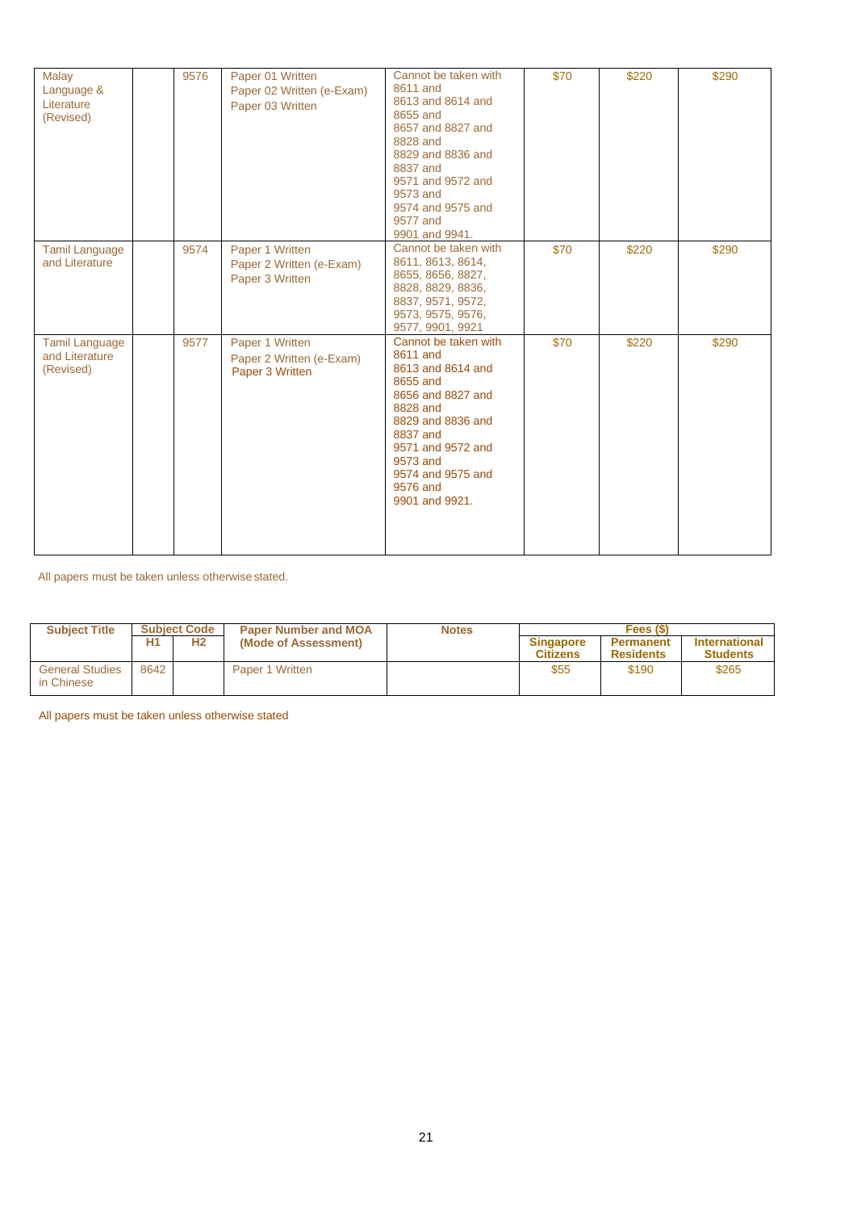| | | | | | | | |
|---|---|---|---|---|---|---|---|
| Malay Language & Literature (Revised) | | 9576 | Paper 01 Written<br>Paper 02 Written (e-Exam)<br>Paper 03 Written | Cannot be taken with 8611 and 8613 and 8614 and 8655 and 8657 and 8827 and 8828 and 8829 and 8836 and 8837 and 9571 and 9572 and 9573 and 9574 and 9575 and 9577 and 9901 and 9941. | $70 | $220 | $290 |
| Tamil Language and Literature | | 9574 | Paper 1 Written<br>Paper 2 Written (e-Exam)<br>Paper 3 Written | Cannot be taken with 8611, 8613, 8614, 8655, 8656, 8827, 8828, 8829, 8836, 8837, 9571, 9572, 9573, 9575, 9576, 9577, 9901, 9921 | $70 | $220 | $290 |
| Tamil Language and Literature (Revised) | | 9577 | Paper 1 Written<br>Paper 2 Written (e-Exam)<br>Paper 3 Written | Cannot be taken with 8611 and 8613 and 8614 and 8655 and 8656 and 8827 and 8828 and 8829 and 8836 and 8837 and 9571 and 9572 and 9573 and 9574 and 9575 and 9576 and 9901 and 9921. | $70 | $220 | $290 |

All papers must be taken unless otherwise stated.

| Subject Title | Subject Code | | Paper Number and MOA (Mode of Assessment) | Notes | Fees ($) | | |
|---|---|---|---|---|---|---|---|
| | H1 | H2 | | | Singapore Citizens | Permanent Residents | International Students |
| General Studies in Chinese | 8642 | | Paper 1 Written | | $55 | $190 | $265 |

All papers must be taken unless otherwise stated